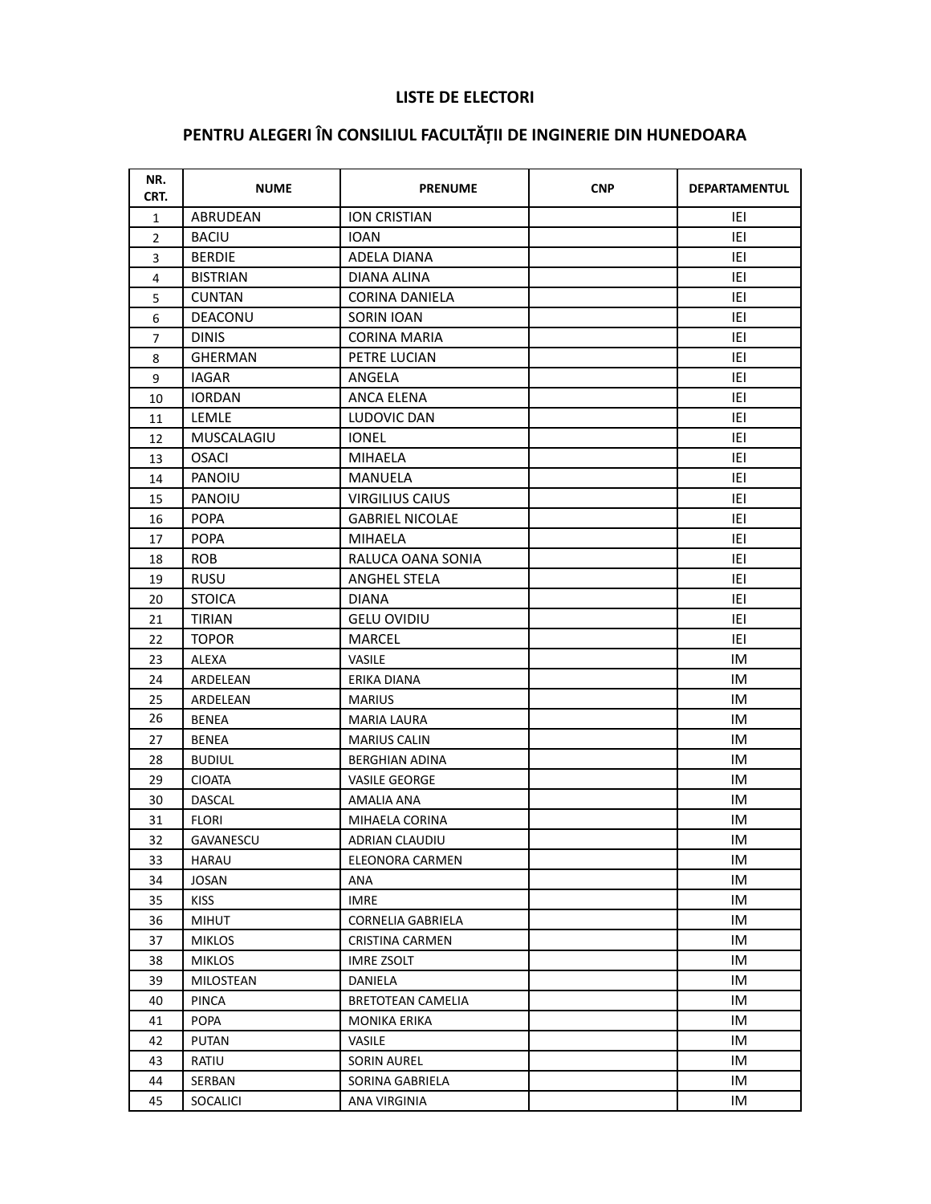# LISTE DE ELECTORI

## PENTRU ALEGERI ÎN CONSILIUL FACULTĂȚII DE INGINERIE DIN HUNEDOARA

| NR. CRT. | NUME | PRENUME | CNP | DEPARTAMENTUL |
|---|---|---|---|---|
| 1 | ABRUDEAN | ION CRISTIAN | | IEI |
| 2 | BACIU | IOAN | | IEI |
| 3 | BERDIE | ADELA DIANA | | IEI |
| 4 | BISTRIAN | DIANA ALINA | | IEI |
| 5 | CUNTAN | CORINA DANIELA | | IEI |
| 6 | DEACONU | SORIN IOAN | | IEI |
| 7 | DINIS | CORINA MARIA | | IEI |
| 8 | GHERMAN | PETRE LUCIAN | | IEI |
| 9 | IAGAR | ANGELA | | IEI |
| 10 | IORDAN | ANCA ELENA | | IEI |
| 11 | LEMLE | LUDOVIC DAN | | IEI |
| 12 | MUSCALAGIU | IONEL | | IEI |
| 13 | OSACI | MIHAELA | | IEI |
| 14 | PANOIU | MANUELA | | IEI |
| 15 | PANOIU | VIRGILIUS CAIUS | | IEI |
| 16 | POPA | GABRIEL NICOLAE | | IEI |
| 17 | POPA | MIHAELA | | IEI |
| 18 | ROB | RALUCA OANA SONIA | | IEI |
| 19 | RUSU | ANGHEL STELA | | IEI |
| 20 | STOICA | DIANA | | IEI |
| 21 | TIRIAN | GELU OVIDIU | | IEI |
| 22 | TOPOR | MARCEL | | IEI |
| 23 | ALEXA | VASILE | | IM |
| 24 | ARDELEAN | ERIKA DIANA | | IM |
| 25 | ARDELEAN | MARIUS | | IM |
| 26 | BENEA | MARIA LAURA | | IM |
| 27 | BENEA | MARIUS CALIN | | IM |
| 28 | BUDIUL | BERGHIAN ADINA | | IM |
| 29 | CIOATA | VASILE GEORGE | | IM |
| 30 | DASCAL | AMALIA ANA | | IM |
| 31 | FLORI | MIHAELA CORINA | | IM |
| 32 | GAVANESCU | ADRIAN CLAUDIU | | IM |
| 33 | HARAU | ELEONORA CARMEN | | IM |
| 34 | JOSAN | ANA | | IM |
| 35 | KISS | IMRE | | IM |
| 36 | MIHUT | CORNELIA GABRIELA | | IM |
| 37 | MIKLOS | CRISTINA CARMEN | | IM |
| 38 | MIKLOS | IMRE ZSOLT | | IM |
| 39 | MILOSTEAN | DANIELA | | IM |
| 40 | PINCA | BRETOTEAN CAMELIA | | IM |
| 41 | POPA | MONIKA ERIKA | | IM |
| 42 | PUTAN | VASILE | | IM |
| 43 | RATIU | SORIN AUREL | | IM |
| 44 | SERBAN | SORINA GABRIELA | | IM |
| 45 | SOCALICI | ANA VIRGINIA | | IM |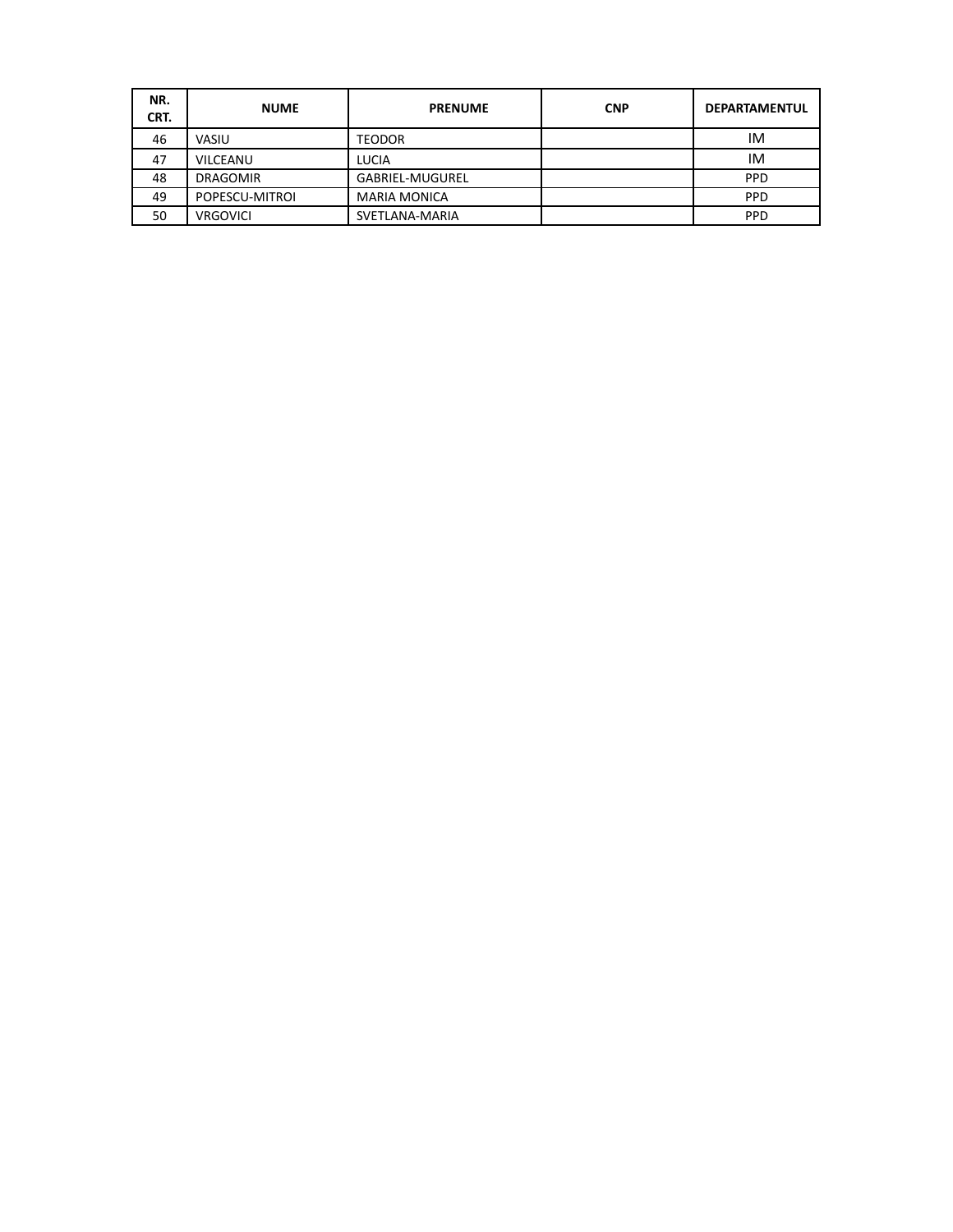| NR. CRT. | NUME | PRENUME | CNP | DEPARTAMENTUL |
| --- | --- | --- | --- | --- |
| 46 | VASIU | TEODOR | | IM |
| 47 | VILCEANU | LUCIA | | IM |
| 48 | DRAGOMIR | GABRIEL-MUGUREL | | PPD |
| 49 | POPESCU-MITROI | MARIA MONICA | | PPD |
| 50 | VRGOVICI | SVETLANA-MARIA | | PPD |